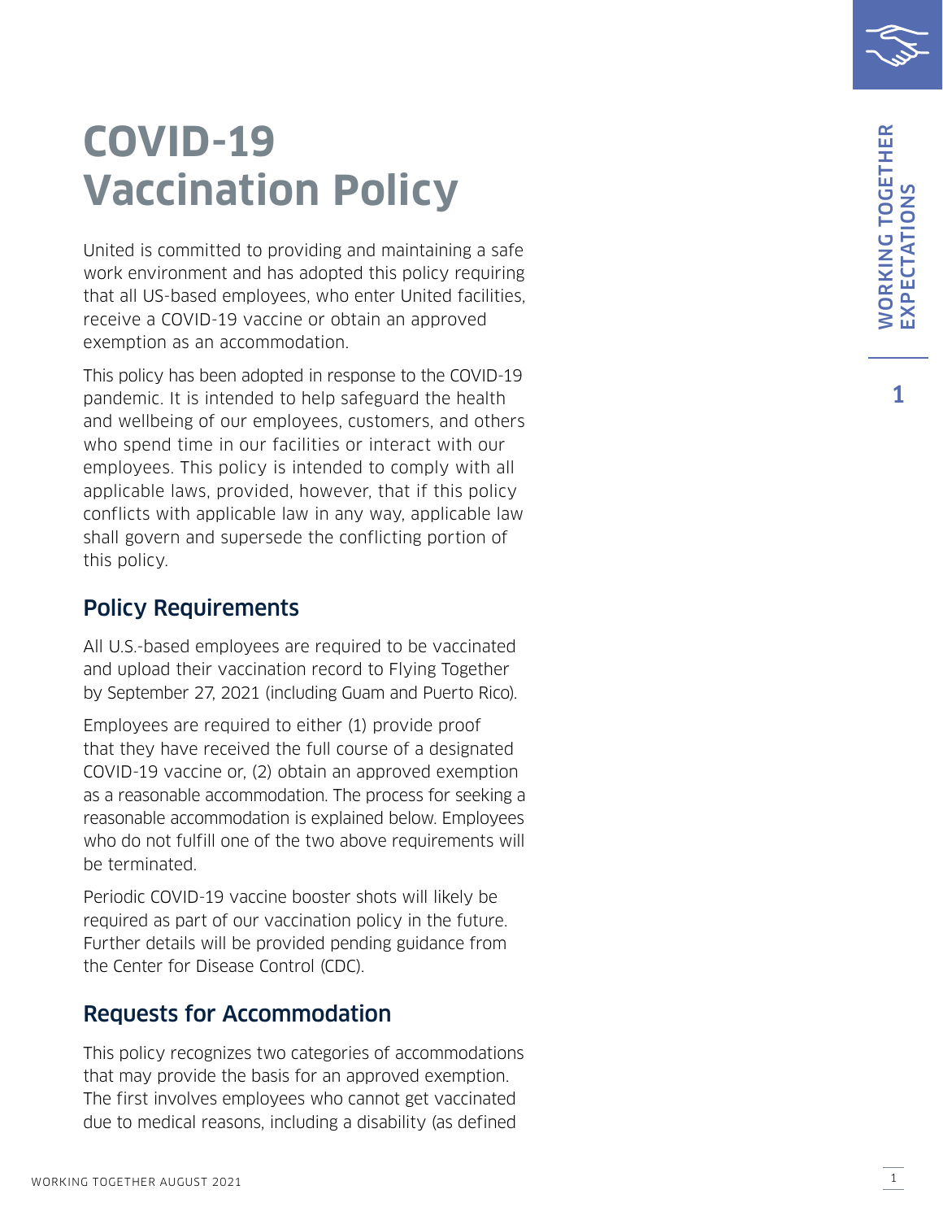# COVID-19 Vaccination Policy

United is committed to providing and maintaining a safe work environment and has adopted this policy requiring that all US-based employees, who enter United facilities, receive a COVID-19 vaccine or obtain an approved exemption as an accommodation.

This policy has been adopted in response to the COVID-19 pandemic. It is intended to help safeguard the health and wellbeing of our employees, customers, and others who spend time in our facilities or interact with our employees. This policy is intended to comply with all applicable laws, provided, however, that if this policy conflicts with applicable law in any way, applicable law shall govern and supersede the conflicting portion of this policy.

## Policy Requirements

All U.S.-based employees are required to be vaccinated and upload their vaccination record to Flying Together by September 27, 2021 (including Guam and Puerto Rico).

Employees are required to either (1) provide proof that they have received the full course of a designated COVID-19 vaccine or, (2) obtain an approved exemption as a reasonable accommodation. The process for seeking a reasonable accommodation is explained below. Employees who do not fulfill one of the two above requirements will be terminated.

Periodic COVID-19 vaccine booster shots will likely be required as part of our vaccination policy in the future. Further details will be provided pending guidance from the Center for Disease Control (CDC).

## Requests for Accommodation

This policy recognizes two categories of accommodations that may provide the basis for an approved exemption. The first involves employees who cannot get vaccinated due to medical reasons, including a disability (as defined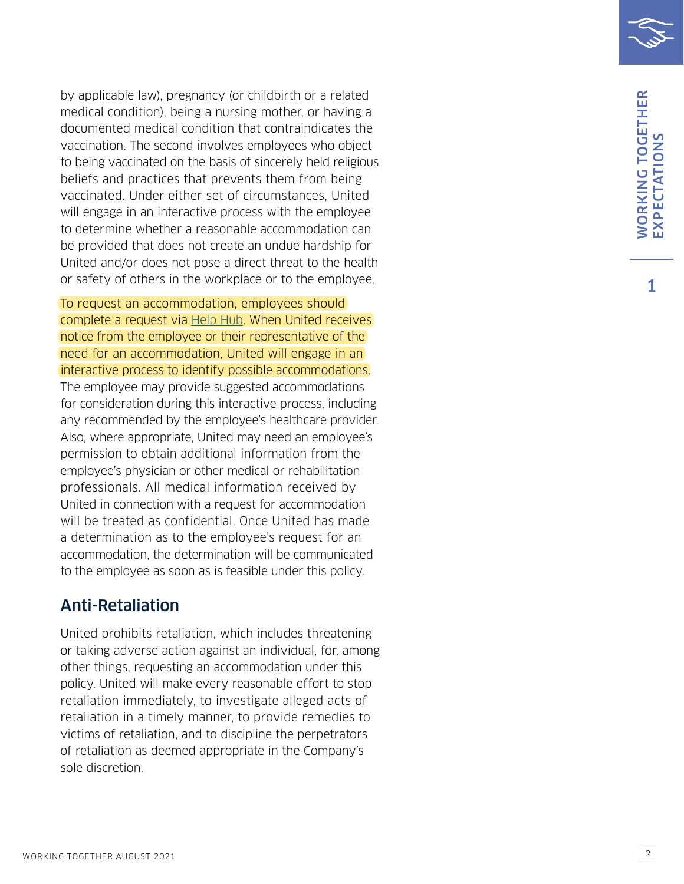by applicable law), pregnancy (or childbirth or a related medical condition), being a nursing mother, or having a documented medical condition that contraindicates the vaccination. The second involves employees who object to being vaccinated on the basis of sincerely held religious beliefs and practices that prevents them from being vaccinated. Under either set of circumstances, United will engage in an interactive process with the employee to determine whether a reasonable accommodation can be provided that does not create an undue hardship for United and/or does not pose a direct threat to the health or safety of others in the workplace or to the employee.

To request an accommodation, employees should complete a request via Help Hub. When United receives notice from the employee or their representative of the need for an accommodation, United will engage in an interactive process to identify possible accommodations. The employee may provide suggested accommodations for consideration during this interactive process, including any recommended by the employee's healthcare provider. Also, where appropriate, United may need an employee's permission to obtain additional information from the employee's physician or other medical or rehabilitation professionals. All medical information received by United in connection with a request for accommodation will be treated as confidential. Once United has made a determination as to the employee's request for an accommodation, the determination will be communicated to the employee as soon as is feasible under this policy.

## Anti-Retaliation

United prohibits retaliation, which includes threatening or taking adverse action against an individual, for, among other things, requesting an accommodation under this policy. United will make every reasonable effort to stop retaliation immediately, to investigate alleged acts of retaliation in a timely manner, to provide remedies to victims of retaliation, and to discipline the perpetrators of retaliation as deemed appropriate in the Company's sole discretion.